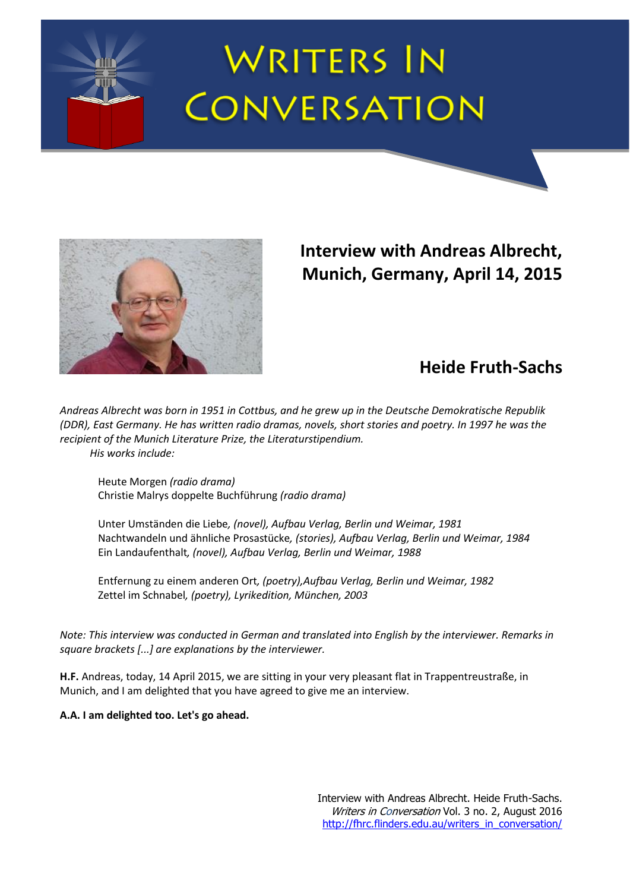# Writers In Conversation

## Interview with Andreas Albrecht, Munich, Germany, April 14, 2015

### Heide Fruth-Sachs

*Andreas Albrecht was born in 1951 in Cottbus, and he grew up in the Deutsche Demokratische Republik (DDR), East Germany. He has written radio dramas, novels, short stories and poetry. In 1997 he was the recipient of the Munich Literature Prize, the Literaturstipendium.*

*His works include:*

Heute Morgen *(radio drama)*
Christie Malrys doppelte Buchführung *(radio drama)*

Unter Umständen die Liebe*, (novel), Aufbau Verlag, Berlin und Weimar, 1981*
Nachtwandeln und ähnliche Prosastücke*, (stories), Aufbau Verlag, Berlin und Weimar, 1984*
Ein Landaufenthalt*, (novel), Aufbau Verlag, Berlin und Weimar, 1988*

Entfernung zu einem anderen Ort*, (poetry),Aufbau Verlag, Berlin und Weimar, 1982*
Zettel im Schnabel*, (poetry), Lyrikedition, München, 2003*

*Note: This interview was conducted in German and translated into English by the interviewer. Remarks in square brackets [...] are explanations by the interviewer.*

**H.F.** Andreas, today, 14 April 2015, we are sitting in your very pleasant flat in Trappentreustraße, in Munich, and I am delighted that you have agreed to give me an interview.

**A.A. I am delighted too. Let's go ahead.**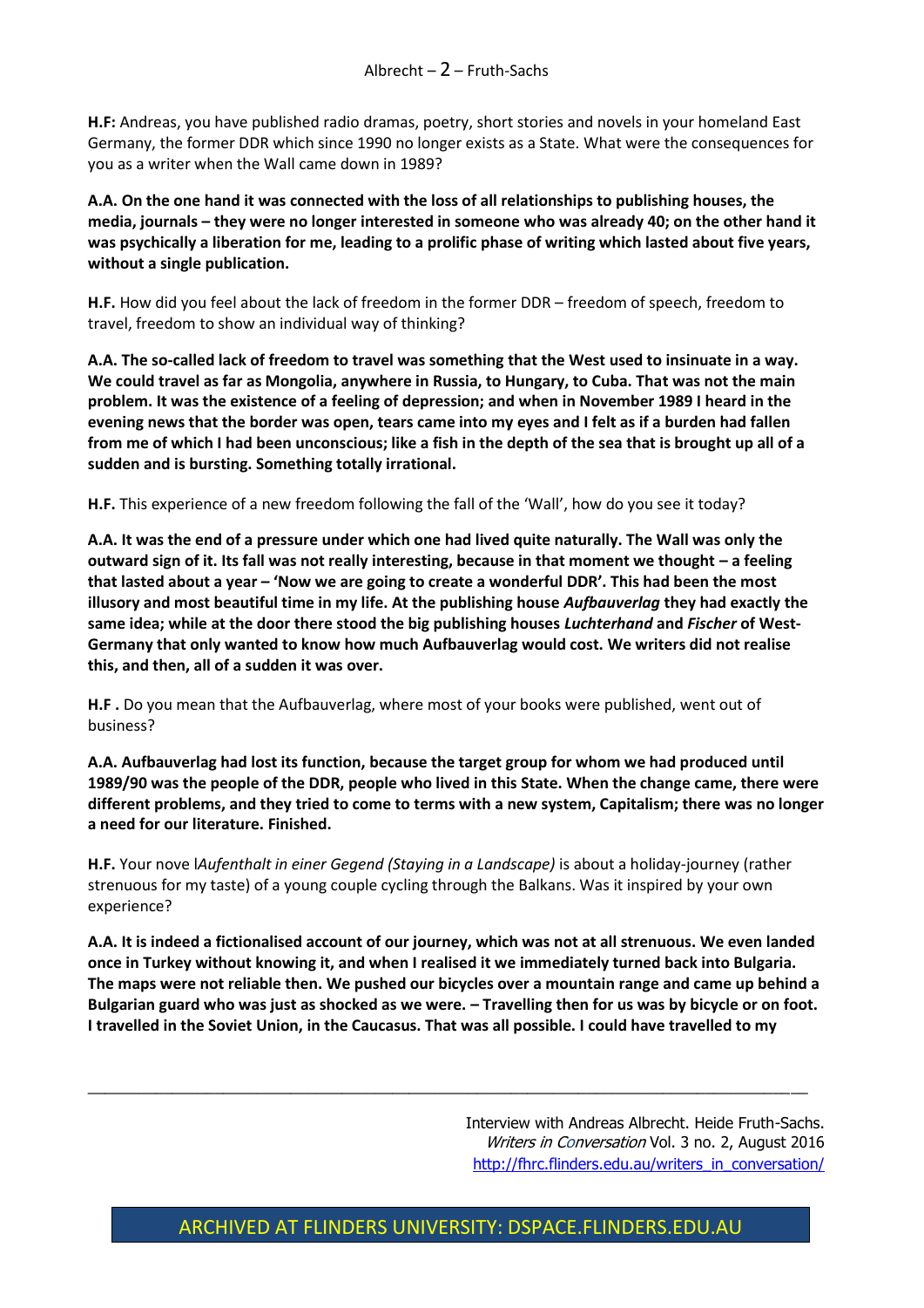**H.F:** Andreas, you have published radio dramas, poetry, short stories and novels in your homeland East Germany, the former DDR which since 1990 no longer exists as a State. What were the consequences for you as a writer when the Wall came down in 1989?

**A.A. On the one hand it was connected with the loss of all relationships to publishing houses, the media, journals – they were no longer interested in someone who was already 40; on the other hand it was psychically a liberation for me, leading to a prolific phase of writing which lasted about five years, without a single publication.**

**H.F.** How did you feel about the lack of freedom in the former DDR – freedom of speech, freedom to travel, freedom to show an individual way of thinking?

**A.A. The so-called lack of freedom to travel was something that the West used to insinuate in a way. We could travel as far as Mongolia, anywhere in Russia, to Hungary, to Cuba. That was not the main problem. It was the existence of a feeling of depression; and when in November 1989 I heard in the evening news that the border was open, tears came into my eyes and I felt as if a burden had fallen from me of which I had been unconscious; like a fish in the depth of the sea that is brought up all of a sudden and is bursting. Something totally irrational.**

**H.F.** This experience of a new freedom following the fall of the 'Wall', how do you see it today?

**A.A. It was the end of a pressure under which one had lived quite naturally. The Wall was only the outward sign of it. Its fall was not really interesting, because in that moment we thought – a feeling that lasted about a year – 'Now we are going to create a wonderful DDR'. This had been the most illusory and most beautiful time in my life. At the publishing house *Aufbauverlag* they had exactly the same idea; while at the door there stood the big publishing houses *Luchterhand* and *Fischer* of West-Germany that only wanted to know how much Aufbauverlag would cost. We writers did not realise this, and then, all of a sudden it was over.**

**H.F .** Do you mean that the Aufbauverlag, where most of your books were published, went out of business?

**A.A. Aufbauverlag had lost its function, because the target group for whom we had produced until 1989/90 was the people of the DDR, people who lived in this State. When the change came, there were different problems, and they tried to come to terms with a new system, Capitalism; there was no longer a need for our literature. Finished.**

**H.F.** Your nove l*Aufenthalt in einer Gegend (Staying in a Landscape)* is about a holiday-journey (rather strenuous for my taste) of a young couple cycling through the Balkans. Was it inspired by your own experience?

**A.A. It is indeed a fictionalised account of our journey, which was not at all strenuous. We even landed once in Turkey without knowing it, and when I realised it we immediately turned back into Bulgaria. The maps were not reliable then. We pushed our bicycles over a mountain range and came up behind a Bulgarian guard who was just as shocked as we were. – Travelling then for us was by bicycle or on foot. I travelled in the Soviet Union, in the Caucasus. That was all possible. I could have travelled to my**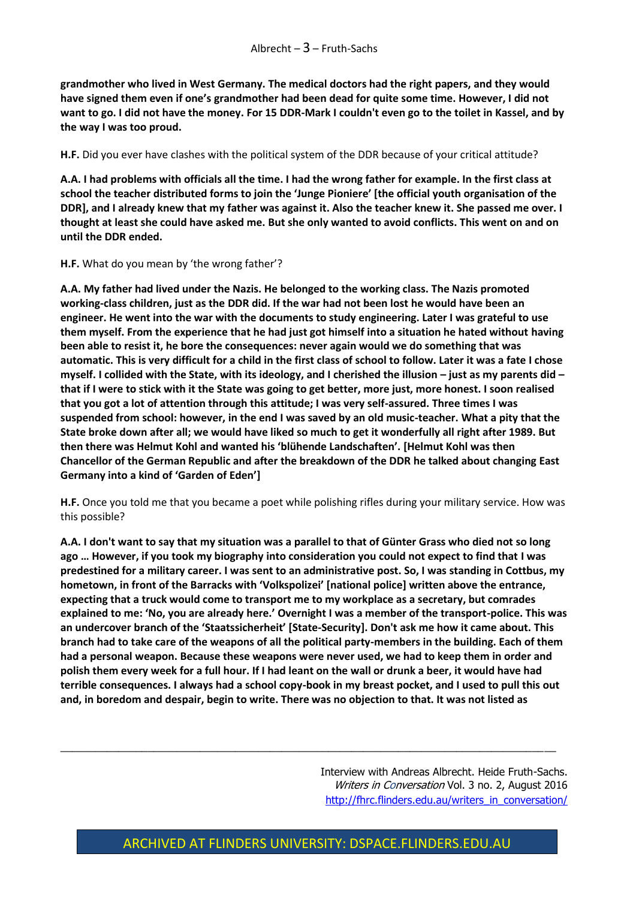**grandmother who lived in West Germany. The medical doctors had the right papers, and they would have signed them even if one's grandmother had been dead for quite some time. However, I did not want to go. I did not have the money. For 15 DDR-Mark I couldn't even go to the toilet in Kassel, and by the way I was too proud.**

**H.F.** Did you ever have clashes with the political system of the DDR because of your critical attitude?

**A.A. I had problems with officials all the time. I had the wrong father for example. In the first class at school the teacher distributed forms to join the 'Junge Pioniere' [the official youth organisation of the DDR], and I already knew that my father was against it. Also the teacher knew it. She passed me over. I thought at least she could have asked me. But she only wanted to avoid conflicts. This went on and on until the DDR ended.**

**H.F.** What do you mean by 'the wrong father'?

**A.A. My father had lived under the Nazis. He belonged to the working class. The Nazis promoted working-class children, just as the DDR did. If the war had not been lost he would have been an engineer. He went into the war with the documents to study engineering. Later I was grateful to use them myself. From the experience that he had just got himself into a situation he hated without having been able to resist it, he bore the consequences: never again would we do something that was automatic. This is very difficult for a child in the first class of school to follow. Later it was a fate I chose myself. I collided with the State, with its ideology, and I cherished the illusion – just as my parents did – that if I were to stick with it the State was going to get better, more just, more honest. I soon realised that you got a lot of attention through this attitude; I was very self-assured. Three times I was suspended from school: however, in the end I was saved by an old music-teacher. What a pity that the State broke down after all; we would have liked so much to get it wonderfully all right after 1989. But then there was Helmut Kohl and wanted his 'blühende Landschaften'. [Helmut Kohl was then Chancellor of the German Republic and after the breakdown of the DDR he talked about changing East Germany into a kind of 'Garden of Eden']**

**H.F.** Once you told me that you became a poet while polishing rifles during your military service. How was this possible?

**A.A. I don't want to say that my situation was a parallel to that of Günter Grass who died not so long ago … However, if you took my biography into consideration you could not expect to find that I was predestined for a military career. I was sent to an administrative post. So, I was standing in Cottbus, my hometown, in front of the Barracks with 'Volkspolizei' [national police] written above the entrance, expecting that a truck would come to transport me to my workplace as a secretary, but comrades explained to me: 'No, you are already here.' Overnight I was a member of the transport-police. This was an undercover branch of the 'Staatssicherheit' [State-Security]. Don't ask me how it came about. This branch had to take care of the weapons of all the political party-members in the building. Each of them had a personal weapon. Because these weapons were never used, we had to keep them in order and polish them every week for a full hour. If I had leant on the wall or drunk a beer, it would have had terrible consequences. I always had a school copy-book in my breast pocket, and I used to pull this out and, in boredom and despair, begin to write. There was no objection to that. It was not listed as**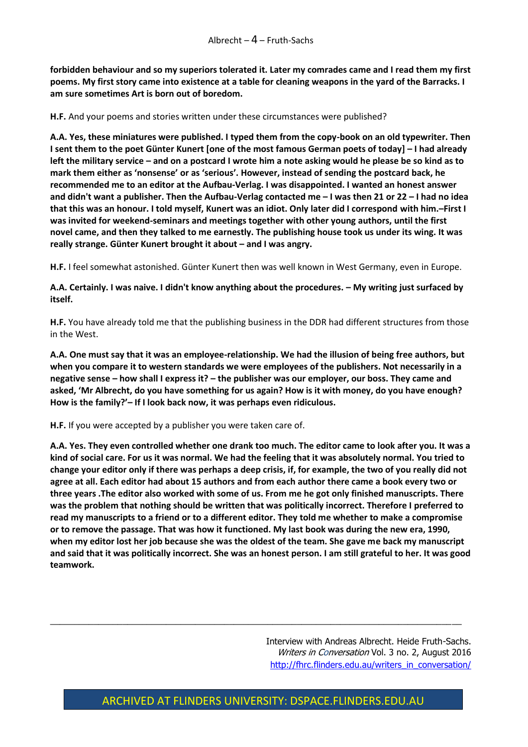**forbidden behaviour and so my superiors tolerated it. Later my comrades came and I read them my first poems. My first story came into existence at a table for cleaning weapons in the yard of the Barracks. I am sure sometimes Art is born out of boredom.**

**H.F.** And your poems and stories written under these circumstances were published?

**A.A. Yes, these miniatures were published. I typed them from the copy-book on an old typewriter. Then I sent them to the poet Günter Kunert [one of the most famous German poets of today] – I had already left the military service – and on a postcard I wrote him a note asking would he please be so kind as to mark them either as 'nonsense' or as 'serious'. However, instead of sending the postcard back, he recommended me to an editor at the Aufbau-Verlag. I was disappointed. I wanted an honest answer and didn't want a publisher. Then the Aufbau-Verlag contacted me – I was then 21 or 22 – I had no idea that this was an honour. I told myself, Kunert was an idiot. Only later did I correspond with him.–First I was invited for weekend-seminars and meetings together with other young authors, until the first novel came, and then they talked to me earnestly. The publishing house took us under its wing. It was really strange. Günter Kunert brought it about – and I was angry.**

**H.F.** I feel somewhat astonished. Günter Kunert then was well known in West Germany, even in Europe.

**A.A. Certainly. I was naive. I didn't know anything about the procedures. – My writing just surfaced by itself.**

**H.F.** You have already told me that the publishing business in the DDR had different structures from those in the West.

**A.A. One must say that it was an employee-relationship. We had the illusion of being free authors, but when you compare it to western standards we were employees of the publishers. Not necessarily in a negative sense – how shall I express it? – the publisher was our employer, our boss. They came and asked, 'Mr Albrecht, do you have something for us again? How is it with money, do you have enough? How is the family?'– If I look back now, it was perhaps even ridiculous.**

**H.F.** If you were accepted by a publisher you were taken care of.

**A.A. Yes. They even controlled whether one drank too much. The editor came to look after you. It was a kind of social care. For us it was normal. We had the feeling that it was absolutely normal. You tried to change your editor only if there was perhaps a deep crisis, if, for example, the two of you really did not agree at all. Each editor had about 15 authors and from each author there came a book every two or three years .The editor also worked with some of us. From me he got only finished manuscripts. There was the problem that nothing should be written that was politically incorrect. Therefore I preferred to read my manuscripts to a friend or to a different editor. They told me whether to make a compromise or to remove the passage. That was how it functioned. My last book was during the new era, 1990, when my editor lost her job because she was the oldest of the team. She gave me back my manuscript and said that it was politically incorrect. She was an honest person. I am still grateful to her. It was good teamwork.**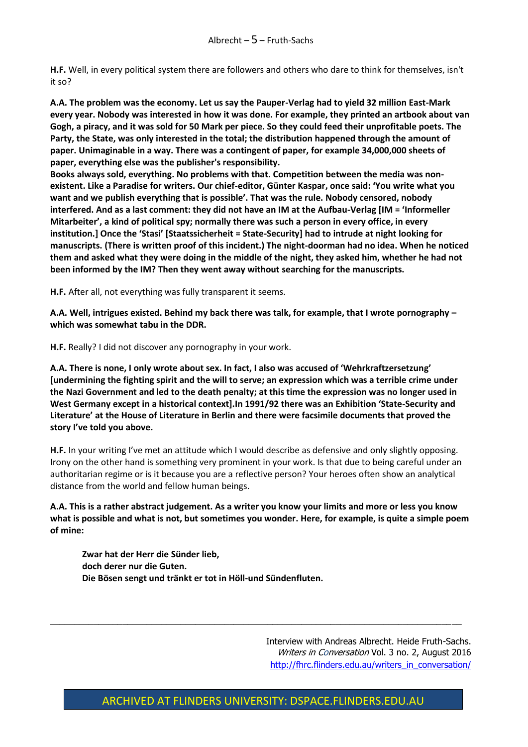**H.F.** Well, in every political system there are followers and others who dare to think for themselves, isn't it so?

**A.A. The problem was the economy. Let us say the Pauper-Verlag had to yield 32 million East-Mark every year. Nobody was interested in how it was done. For example, they printed an artbook about van Gogh, a piracy, and it was sold for 50 Mark per piece. So they could feed their unprofitable poets. The Party, the State, was only interested in the total; the distribution happened through the amount of paper. Unimaginable in a way. There was a contingent of paper, for example 34,000,000 sheets of paper, everything else was the publisher's responsibility.**
**Books always sold, everything. No problems with that. Competition between the media was non-existent. Like a Paradise for writers. Our chief-editor, Günter Kaspar, once said: 'You write what you want and we publish everything that is possible'. That was the rule. Nobody censored, nobody interfered. And as a last comment: they did not have an IM at the Aufbau-Verlag [IM = 'Informeller Mitarbeiter', a kind of political spy; normally there was such a person in every office, in every institution.] Once the 'Stasi' [Staatssicherheit = State-Security] had to intrude at night looking for manuscripts. (There is written proof of this incident.) The night-doorman had no idea. When he noticed them and asked what they were doing in the middle of the night, they asked him, whether he had not been informed by the IM? Then they went away without searching for the manuscripts.**

**H.F.** After all, not everything was fully transparent it seems.

**A.A. Well, intrigues existed. Behind my back there was talk, for example, that I wrote pornography – which was somewhat tabu in the DDR.**

**H.F.** Really? I did not discover any pornography in your work.

**A.A. There is none, I only wrote about sex. In fact, I also was accused of 'Wehrkraftzersetzung' [undermining the fighting spirit and the will to serve; an expression which was a terrible crime under the Nazi Government and led to the death penalty; at this time the expression was no longer used in West Germany except in a historical context].In 1991/92 there was an Exhibition 'State-Security and Literature' at the House of Literature in Berlin and there were facsimile documents that proved the story I've told you above.**

**H.F.** In your writing I've met an attitude which I would describe as defensive and only slightly opposing. Irony on the other hand is something very prominent in your work. Is that due to being careful under an authoritarian regime or is it because you are a reflective person? Your heroes often show an analytical distance from the world and fellow human beings.

**A.A. This is a rather abstract judgement. As a writer you know your limits and more or less you know what is possible and what is not, but sometimes you wonder. Here, for example, is quite a simple poem of mine:**

> **Zwar hat der Herr die Sünder lieb,**
> **doch derer nur die Guten.**
> **Die Bösen sengt und tränkt er tot in Höll-und Sündenfluten.**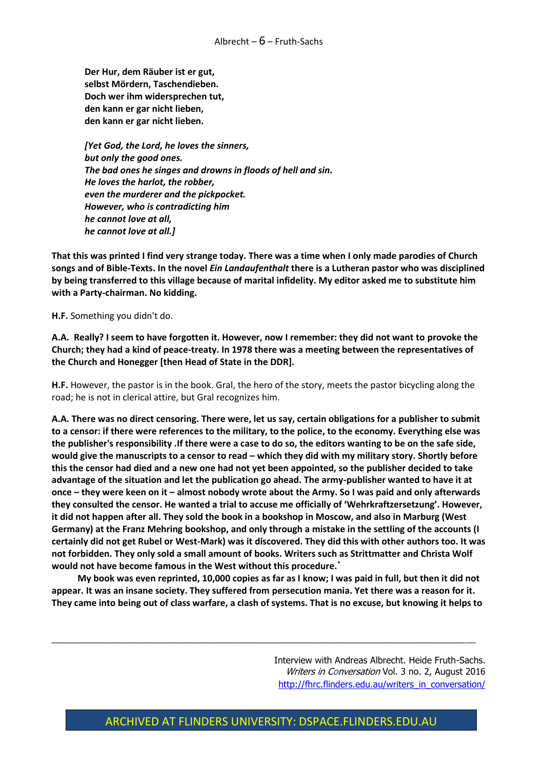**Der Hur, dem Räuber ist er gut,**
**selbst Mördern, Taschendieben.**
**Doch wer ihm widersprechen tut,**
**den kann er gar nicht lieben,**
**den kann er gar nicht lieben.**

***[Yet God, the Lord, he loves the sinners,***
***but only the good ones.***
***The bad ones he singes and drowns in floods of hell and sin.***
***He loves the harlot, the robber,***
***even the murderer and the pickpocket.***
***However, who is contradicting him***
***he cannot love at all,***
***he cannot love at all.]***

**That this was printed I find very strange today. There was a time when I only made parodies of Church songs and of Bible-Texts. In the novel *Ein Landaufenthalt* there is a Lutheran pastor who was disciplined by being transferred to this village because of marital infidelity. My editor asked me to substitute him with a Party-chairman. No kidding.**

**H.F.** Something you didn't do.

**A.A. Really? I seem to have forgotten it. However, now I remember: they did not want to provoke the Church; they had a kind of peace-treaty. In 1978 there was a meeting between the representatives of the Church and Honegger [then Head of State in the DDR].**

**H.F.** However, the pastor is in the book. Gral, the hero of the story, meets the pastor bicycling along the road; he is not in clerical attire, but Gral recognizes him.

**A.A. There was no direct censoring. There were, let us say, certain obligations for a publisher to submit to a censor: if there were references to the military, to the police, to the economy. Everything else was the publisher's responsibility .If there were a case to do so, the editors wanting to be on the safe side, would give the manuscripts to a censor to read – which they did with my military story. Shortly before this the censor had died and a new one had not yet been appointed, so the publisher decided to take advantage of the situation and let the publication go ahead. The army-publisher wanted to have it at once – they were keen on it – almost nobody wrote about the Army. So I was paid and only afterwards they consulted the censor. He wanted a trial to accuse me officially of 'Wehrkraftzersetzung'. However, it did not happen after all. They sold the book in a bookshop in Moscow, and also in Marburg (West Germany) at the Franz Mehring bookshop, and only through a mistake in the settling of the accounts (I certainly did not get Rubel or West-Mark) was it discovered. They did this with other authors too. It was not forbidden. They only sold a small amount of books. Writers such as Strittmatter and Christa Wolf would not have become famous in the West without this procedure.***

**My book was even reprinted, 10,000 copies as far as I know; I was paid in full, but then it did not appear. It was an insane society. They suffered from persecution mania. Yet there was a reason for it. They came into being out of class warfare, a clash of systems. That is no excuse, but knowing it helps to**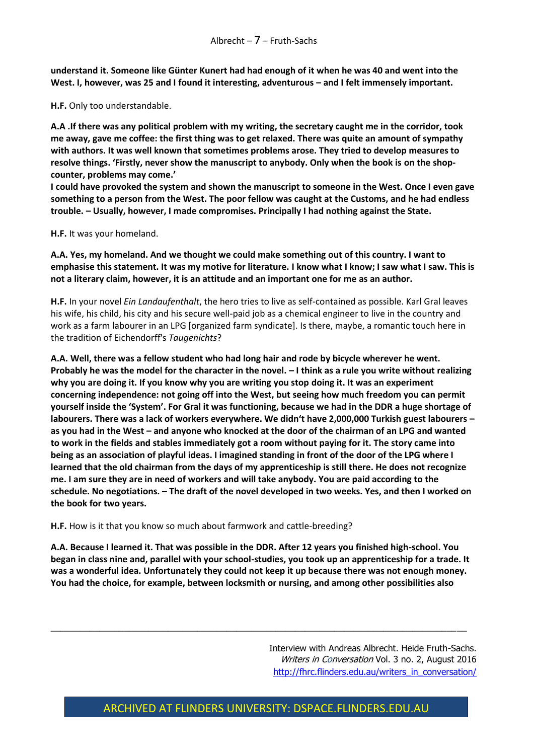**understand it. Someone like Günter Kunert had had enough of it when he was 40 and went into the West. I, however, was 25 and I found it interesting, adventurous – and I felt immensely important.**

**H.F.** Only too understandable.

**A.A .If there was any political problem with my writing, the secretary caught me in the corridor, took me away, gave me coffee: the first thing was to get relaxed. There was quite an amount of sympathy with authors. It was well known that sometimes problems arose. They tried to develop measures to resolve things. 'Firstly, never show the manuscript to anybody. Only when the book is on the shop-counter, problems may come.'**
**I could have provoked the system and shown the manuscript to someone in the West. Once I even gave something to a person from the West. The poor fellow was caught at the Customs, and he had endless trouble. – Usually, however, I made compromises. Principally I had nothing against the State.**

**H.F.** It was your homeland.

**A.A. Yes, my homeland. And we thought we could make something out of this country. I want to emphasise this statement. It was my motive for literature. I know what I know; I saw what I saw. This is not a literary claim, however, it is an attitude and an important one for me as an author.**

**H.F.** In your novel *Ein Landaufenthalt*, the hero tries to live as self-contained as possible. Karl Gral leaves his wife, his child, his city and his secure well-paid job as a chemical engineer to live in the country and work as a farm labourer in an LPG [organized farm syndicate]. Is there, maybe, a romantic touch here in the tradition of Eichendorff's *Taugenichts*?

**A.A. Well, there was a fellow student who had long hair and rode by bicycle wherever he went. Probably he was the model for the character in the novel. – I think as a rule you write without realizing why you are doing it. If you know why you are writing you stop doing it. It was an experiment concerning independence: not going off into the West, but seeing how much freedom you can permit yourself inside the 'System'. For Gral it was functioning, because we had in the DDR a huge shortage of labourers. There was a lack of workers everywhere. We didn't have 2,000,000 Turkish guest labourers – as you had in the West – and anyone who knocked at the door of the chairman of an LPG and wanted to work in the fields and stables immediately got a room without paying for it. The story came into being as an association of playful ideas. I imagined standing in front of the door of the LPG where I learned that the old chairman from the days of my apprenticeship is still there. He does not recognize me. I am sure they are in need of workers and will take anybody. You are paid according to the schedule. No negotiations. – The draft of the novel developed in two weeks. Yes, and then I worked on the book for two years.**

**H.F.** How is it that you know so much about farmwork and cattle-breeding?

**A.A. Because I learned it. That was possible in the DDR. After 12 years you finished high-school. You began in class nine and, parallel with your school-studies, you took up an apprenticeship for a trade. It was a wonderful idea. Unfortunately they could not keep it up because there was not enough money. You had the choice, for example, between locksmith or nursing, and among other possibilities also**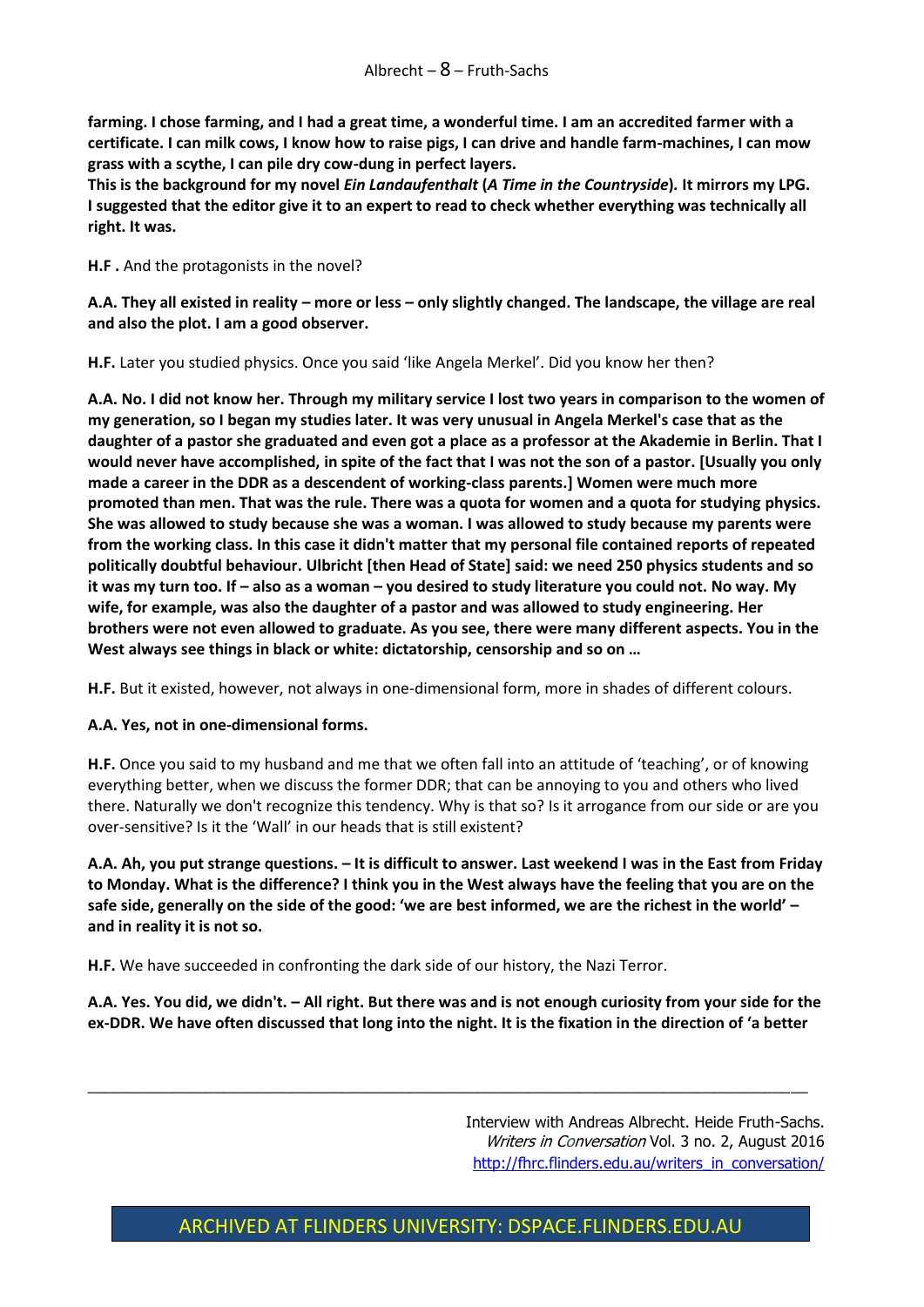**farming. I chose farming, and I had a great time, a wonderful time. I am an accredited farmer with a certificate. I can milk cows, I know how to raise pigs, I can drive and handle farm-machines, I can mow grass with a scythe, I can pile dry cow-dung in perfect layers.**
**This is the background for my novel *Ein Landaufenthalt* (*A Time in the Countryside*). It mirrors my LPG. I suggested that the editor give it to an expert to read to check whether everything was technically all right. It was.**

**H.F .** And the protagonists in the novel?

**A.A. They all existed in reality – more or less – only slightly changed. The landscape, the village are real and also the plot. I am a good observer.**

**H.F.** Later you studied physics. Once you said 'like Angela Merkel'. Did you know her then?

**A.A. No. I did not know her. Through my military service I lost two years in comparison to the women of my generation, so I began my studies later. It was very unusual in Angela Merkel's case that as the daughter of a pastor she graduated and even got a place as a professor at the Akademie in Berlin. That I would never have accomplished, in spite of the fact that I was not the son of a pastor. [Usually you only made a career in the DDR as a descendent of working-class parents.] Women were much more promoted than men. That was the rule. There was a quota for women and a quota for studying physics. She was allowed to study because she was a woman. I was allowed to study because my parents were from the working class. In this case it didn't matter that my personal file contained reports of repeated politically doubtful behaviour. Ulbricht [then Head of State] said: we need 250 physics students and so it was my turn too. If – also as a woman – you desired to study literature you could not. No way. My wife, for example, was also the daughter of a pastor and was allowed to study engineering. Her brothers were not even allowed to graduate. As you see, there were many different aspects. You in the West always see things in black or white: dictatorship, censorship and so on …**

**H.F.** But it existed, however, not always in one-dimensional form, more in shades of different colours.

**A.A. Yes, not in one-dimensional forms.**

**H.F.** Once you said to my husband and me that we often fall into an attitude of 'teaching', or of knowing everything better, when we discuss the former DDR; that can be annoying to you and others who lived there. Naturally we don't recognize this tendency. Why is that so? Is it arrogance from our side or are you over-sensitive? Is it the 'Wall' in our heads that is still existent?

**A.A. Ah, you put strange questions. – It is difficult to answer. Last weekend I was in the East from Friday to Monday. What is the difference? I think you in the West always have the feeling that you are on the safe side, generally on the side of the good: 'we are best informed, we are the richest in the world' – and in reality it is not so.**

**H.F.** We have succeeded in confronting the dark side of our history, the Nazi Terror.

**A.A. Yes. You did, we didn't. – All right. But there was and is not enough curiosity from your side for the ex-DDR. We have often discussed that long into the night. It is the fixation in the direction of 'a better**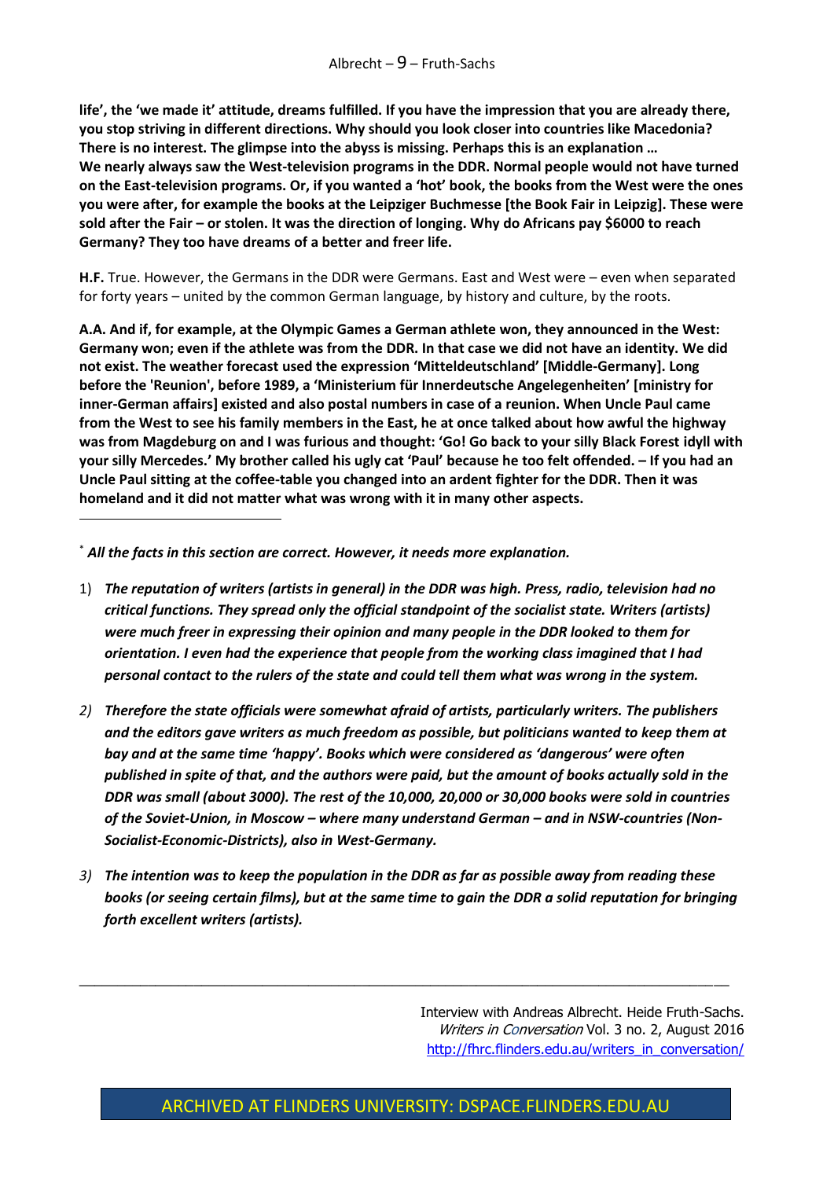**life', the 'we made it' attitude, dreams fulfilled. If you have the impression that you are already there, you stop striving in different directions. Why should you look closer into countries like Macedonia? There is no interest. The glimpse into the abyss is missing. Perhaps this is an explanation …**
**We nearly always saw the West-television programs in the DDR. Normal people would not have turned on the East-television programs. Or, if you wanted a 'hot' book, the books from the West were the ones you were after, for example the books at the Leipziger Buchmesse [the Book Fair in Leipzig]. These were sold after the Fair – or stolen. It was the direction of longing. Why do Africans pay $6000 to reach Germany? They too have dreams of a better and freer life.**

**H.F.** True. However, the Germans in the DDR were Germans. East and West were – even when separated for forty years – united by the common German language, by history and culture, by the roots.

**A.A. And if, for example, at the Olympic Games a German athlete won, they announced in the West: Germany won; even if the athlete was from the DDR. In that case we did not have an identity. We did not exist. The weather forecast used the expression 'Mitteldeutschland' [Middle-Germany]. Long before the 'Reunion', before 1989, a 'Ministerium für Innerdeutsche Angelegenheiten' [ministry for inner-German affairs] existed and also postal numbers in case of a reunion. When Uncle Paul came from the West to see his family members in the East, he at once talked about how awful the highway was from Magdeburg on and I was furious and thought: 'Go! Go back to your silly Black Forest idyll with your silly Mercedes.' My brother called his ugly cat 'Paul' because he too felt offended. – If you had an Uncle Paul sitting at the coffee-table you changed into an ardent fighter for the DDR. Then it was homeland and it did not matter what was wrong with it in many other aspects.**

---

* ***All the facts in this section are correct. However, it needs more explanation.***

1) ***The reputation of writers (artists in general) in the DDR was high. Press, radio, television had no critical functions. They spread only the official standpoint of the socialist state. Writers (artists) were much freer in expressing their opinion and many people in the DDR looked to them for orientation. I even had the experience that people from the working class imagined that I had personal contact to the rulers of the state and could tell them what was wrong in the system.***

2) ***Therefore the state officials were somewhat afraid of artists, particularly writers. The publishers and the editors gave writers as much freedom as possible, but politicians wanted to keep them at bay and at the same time 'happy'. Books which were considered as 'dangerous' were often published in spite of that, and the authors were paid, but the amount of books actually sold in the DDR was small (about 3000). The rest of the 10,000, 20,000 or 30,000 books were sold in countries of the Soviet-Union, in Moscow – where many understand German – and in NSW-countries (Non-Socialist-Economic-Districts), also in West-Germany.***

3) ***The intention was to keep the population in the DDR as far as possible away from reading these books (or seeing certain films), but at the same time to gain the DDR a solid reputation for bringing forth excellent writers (artists).***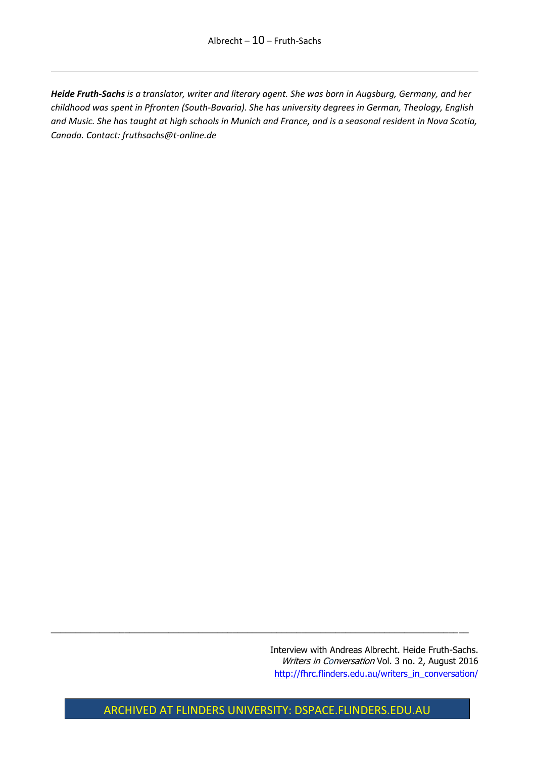***Heide Fruth-Sachs*** *is a translator, writer and literary agent. She was born in Augsburg, Germany, and her childhood was spent in Pfronten (South-Bavaria). She has university degrees in German, Theology, English and Music. She has taught at high schools in Munich and France, and is a seasonal resident in Nova Scotia, Canada. Contact: fruthsachs@t-online.de*